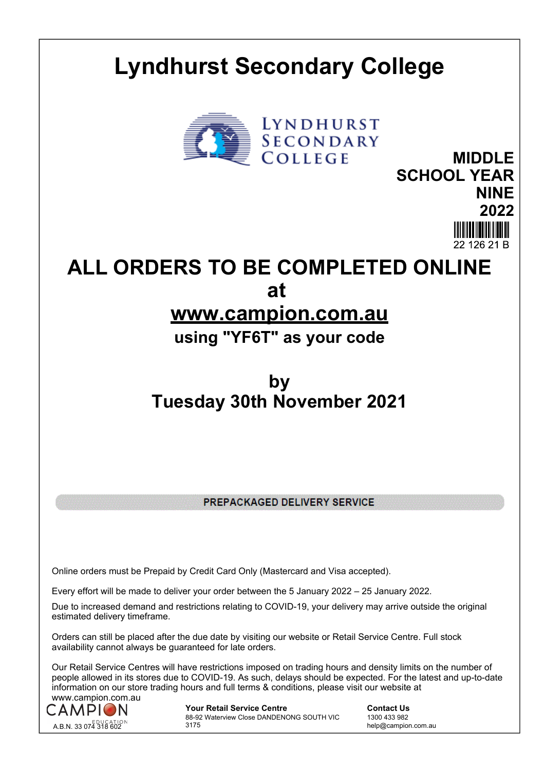# Lyndhurst Secondary College

LYNDHURST SECONDARY COLLEGE

**MIDDLE SCHOOL YEAR NINE 2022**

22 126 21 B

## ALL ORDERS TO BE COMPLETED ONLINE at www.campion.com.au

### using "YF6T" as your code

## by Tuesday 30th November 2021

**PREPACKAGED DELIVERY SERVICE**

Online orders must be Prepaid by Credit Card Only (Mastercard and Visa accepted).

Every effort will be made to deliver your order between the 5 January 2022 – 25 January 2022.

Due to increased demand and restrictions relating to COVID-19, your delivery may arrive outside the original estimated delivery timeframe.

Orders can still be placed after the due date by visiting our website or Retail Service Centre. Full stock availability cannot always be guaranteed for late orders.

Our Retail Service Centres will have restrictions imposed on trading hours and density limits on the number of people allowed in its stores due to COVID-19. As such, delays should be expected. For the latest and up-to-date information on our store trading hours and full terms & conditions, please visit our website at www.campion.com.au

CAMPION EDUCATION
A.B.N. 33 074 318 602

**Your Retail Service Centre**
88-92 Waterview Close DANDENONG SOUTH VIC 3175

**Contact Us**
1300 433 982
help@campion.com.au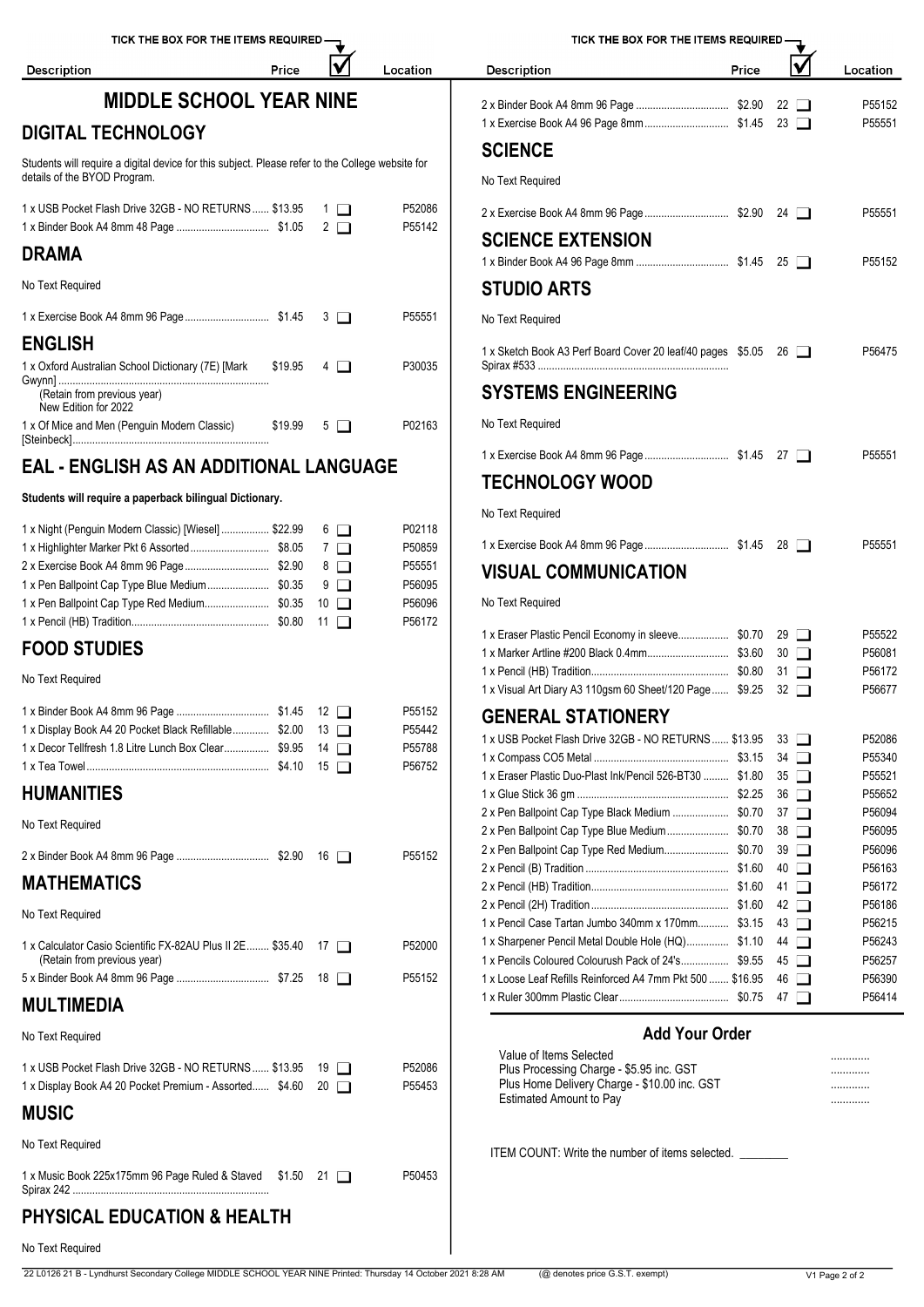TICK THE BOX FOR THE ITEMS REQUIRED

# MIDDLE SCHOOL YEAR NINE

## DIGITAL TECHNOLOGY

Students will require a digital device for this subject. Please refer to the College website for details of the BYOD Program.

| Description | Price | ☑ | Location |
| --- | --- | --- | --- |
| 1 x USB Pocket Flash Drive 32GB - NO RETURNS | $13.95 | 1 ❑ | P52086 |
| 1 x Binder Book A4 8mm 48 Page | $1.05 | 2 ❑ | P55142 |

## DRAMA

No Text Required

| Description | Price | ☑ | Location |
| --- | --- | --- | --- |
| 1 x Exercise Book A4 8mm 96 Page | $1.45 | 3 ❑ | P55551 |

## ENGLISH

| Description | Price | ☑ | Location |
| --- | --- | --- | --- |
| 1 x Oxford Australian School Dictionary (7E) [Mark Gwynn] (Retain from previous year) New Edition for 2022 | $19.95 | 4 ❑ | P30035 |
| 1 x Of Mice and Men (Penguin Modern Classic) [Steinbeck] | $19.99 | 5 ❑ | P02163 |

## EAL - ENGLISH AS AN ADDITIONAL LANGUAGE

**Students will require a paperback bilingual Dictionary.**

| Description | Price | ☑ | Location |
| --- | --- | --- | --- |
| 1 x Night (Penguin Modern Classic) [Wiesel] | $22.99 | 6 ❑ | P02118 |
| 1 x Highlighter Marker Pkt 6 Assorted | $8.05 | 7 ❑ | P50859 |
| 2 x Exercise Book A4 8mm 96 Page | $2.90 | 8 ❑ | P55551 |
| 1 x Pen Ballpoint Cap Type Blue Medium | $0.35 | 9 ❑ | P56095 |
| 1 x Pen Ballpoint Cap Type Red Medium | $0.35 | 10 ❑ | P56096 |
| 1 x Pencil (HB) Tradition | $0.80 | 11 ❑ | P56172 |

## FOOD STUDIES

No Text Required

| Description | Price | ☑ | Location |
| --- | --- | --- | --- |
| 1 x Binder Book A4 8mm 96 Page | $1.45 | 12 ❑ | P55152 |
| 1 x Display Book A4 20 Pocket Black Refillable | $2.00 | 13 ❑ | P55442 |
| 1 x Decor Tellfresh 1.8 Litre Lunch Box Clear | $9.95 | 14 ❑ | P55788 |
| 1 x Tea Towel | $4.10 | 15 ❑ | P56752 |

## HUMANITIES

No Text Required

| Description | Price | ☑ | Location |
| --- | --- | --- | --- |
| 2 x Binder Book A4 8mm 96 Page | $2.90 | 16 ❑ | P55152 |

## MATHEMATICS

No Text Required

| Description | Price | ☑ | Location |
| --- | --- | --- | --- |
| 1 x Calculator Casio Scientific FX-82AU Plus II 2E (Retain from previous year) | $35.40 | 17 ❑ | P52000 |
| 5 x Binder Book A4 8mm 96 Page | $7.25 | 18 ❑ | P55152 |

## MULTIMEDIA

No Text Required

| Description | Price | ☑ | Location |
| --- | --- | --- | --- |
| 1 x USB Pocket Flash Drive 32GB - NO RETURNS | $13.95 | 19 ❑ | P52086 |
| 1 x Display Book A4 20 Pocket Premium - Assorted | $4.60 | 20 ❑ | P55453 |

## MUSIC

No Text Required

| Description | Price | ☑ | Location |
| --- | --- | --- | --- |
| 1 x Music Book 225x175mm 96 Page Ruled & Staved Spirax 242 | $1.50 | 21 ❑ | P50453 |

## PHYSICAL EDUCATION & HEALTH

No Text Required

| Description | Price | ☑ | Location |
| --- | --- | --- | --- |
| 2 x Binder Book A4 8mm 96 Page | $2.90 | 22 ❑ | P55152 |
| 1 x Exercise Book A4 96 Page 8mm | $1.45 | 23 ❑ | P55551 |

## SCIENCE

No Text Required

| Description | Price | ☑ | Location |
| --- | --- | --- | --- |
| 2 x Exercise Book A4 8mm 96 Page | $2.90 | 24 ❑ | P55551 |

## SCIENCE EXTENSION

| Description | Price | ☑ | Location |
| --- | --- | --- | --- |
| 1 x Binder Book A4 96 Page 8mm | $1.45 | 25 ❑ | P55152 |

## STUDIO ARTS

No Text Required

| Description | Price | ☑ | Location |
| --- | --- | --- | --- |
| 1 x Sketch Book A3 Perf Board Cover 20 leaf/40 pages Spirax #533 | $5.05 | 26 ❑ | P56475 |

## SYSTEMS ENGINEERING

No Text Required

| Description | Price | ☑ | Location |
| --- | --- | --- | --- |
| 1 x Exercise Book A4 8mm 96 Page | $1.45 | 27 ❑ | P55551 |

## TECHNOLOGY WOOD

No Text Required

| Description | Price | ☑ | Location |
| --- | --- | --- | --- |
| 1 x Exercise Book A4 8mm 96 Page | $1.45 | 28 ❑ | P55551 |

## VISUAL COMMUNICATION

No Text Required

| Description | Price | ☑ | Location |
| --- | --- | --- | --- |
| 1 x Eraser Plastic Pencil Economy in sleeve | $0.70 | 29 ❑ | P55522 |
| 1 x Marker Artline #200 Black 0.4mm | $3.60 | 30 ❑ | P56081 |
| 1 x Pencil (HB) Tradition | $0.80 | 31 ❑ | P56172 |
| 1 x Visual Art Diary A3 110gsm 60 Sheet/120 Page | $9.25 | 32 ❑ | P56677 |

## GENERAL STATIONERY

| Description | Price | ☑ | Location |
| --- | --- | --- | --- |
| 1 x USB Pocket Flash Drive 32GB - NO RETURNS | $13.95 | 33 ❑ | P52086 |
| 1 x Compass CO5 Metal | $3.15 | 34 ❑ | P55340 |
| 1 x Eraser Plastic Duo-Plast Ink/Pencil 526-BT30 | $1.80 | 35 ❑ | P55521 |
| 1 x Glue Stick 36 gm | $2.25 | 36 ❑ | P55652 |
| 2 x Pen Ballpoint Cap Type Black Medium | $0.70 | 37 ❑ | P56094 |
| 2 x Pen Ballpoint Cap Type Blue Medium | $0.70 | 38 ❑ | P56095 |
| 2 x Pen Ballpoint Cap Type Red Medium | $0.70 | 39 ❑ | P56096 |
| 2 x Pencil (B) Tradition | $1.60 | 40 ❑ | P56163 |
| 2 x Pencil (HB) Tradition | $1.60 | 41 ❑ | P56172 |
| 2 x Pencil (2H) Tradition | $1.60 | 42 ❑ | P56186 |
| 1 x Pencil Case Tartan Jumbo 340mm x 170mm | $3.15 | 43 ❑ | P56215 |
| 1 x Sharpener Pencil Metal Double Hole (HQ) | $1.10 | 44 ❑ | P56243 |
| 1 x Pencils Coloured Colourush Pack of 24's | $9.55 | 45 ❑ | P56257 |
| 1 x Loose Leaf Refills Reinforced A4 7mm Pkt 500 | $16.95 | 46 ❑ | P56390 |
| 1 x Ruler 300mm Plastic Clear | $0.75 | 47 ❑ | P56414 |

## Add Your Order

| | |
| --- | --- |
| Value of Items Selected | ............ |
| Plus Processing Charge - $5.95 inc. GST | ............ |
| Plus Home Delivery Charge - $10.00 inc. GST | ............ |
| Estimated Amount to Pay | ............ |

ITEM COUNT: Write the number of items selected. ________

22 L0126 21 B - Lyndhurst Secondary College MIDDLE SCHOOL YEAR NINE Printed: Thursday 14 October 2021 8:28 AM (@ denotes price G.S.T. exempt)